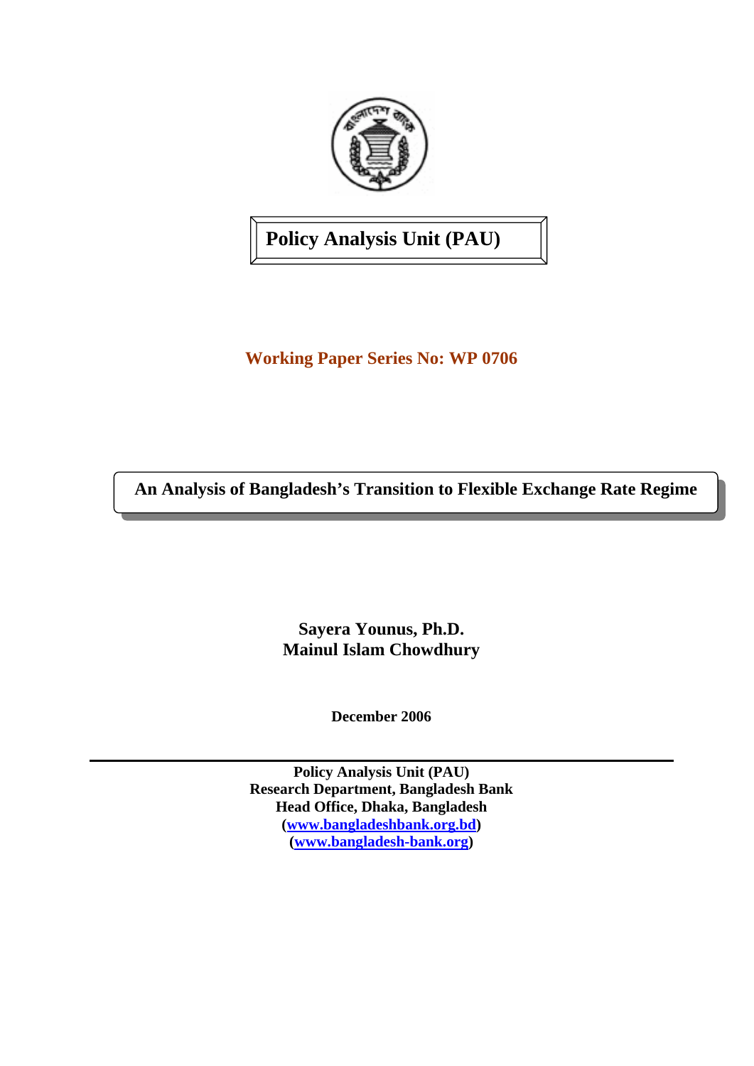**Policy Analysis Unit (PAU)**

**Working Paper Series No: WP 0706**

# An Analysis of Bangladesh's Transition to Flexible Exchange Rate Regime

**Sayera Younus, Ph.D.**
**Mainul Islam Chowdhury**

**December 2006**

---

**Policy Analysis Unit (PAU)**
**Research Department, Bangladesh Bank**
**Head Office, Dhaka, Bangladesh**
**(www.bangladeshbank.org.bd)**
**(www.bangladesh-bank.org)**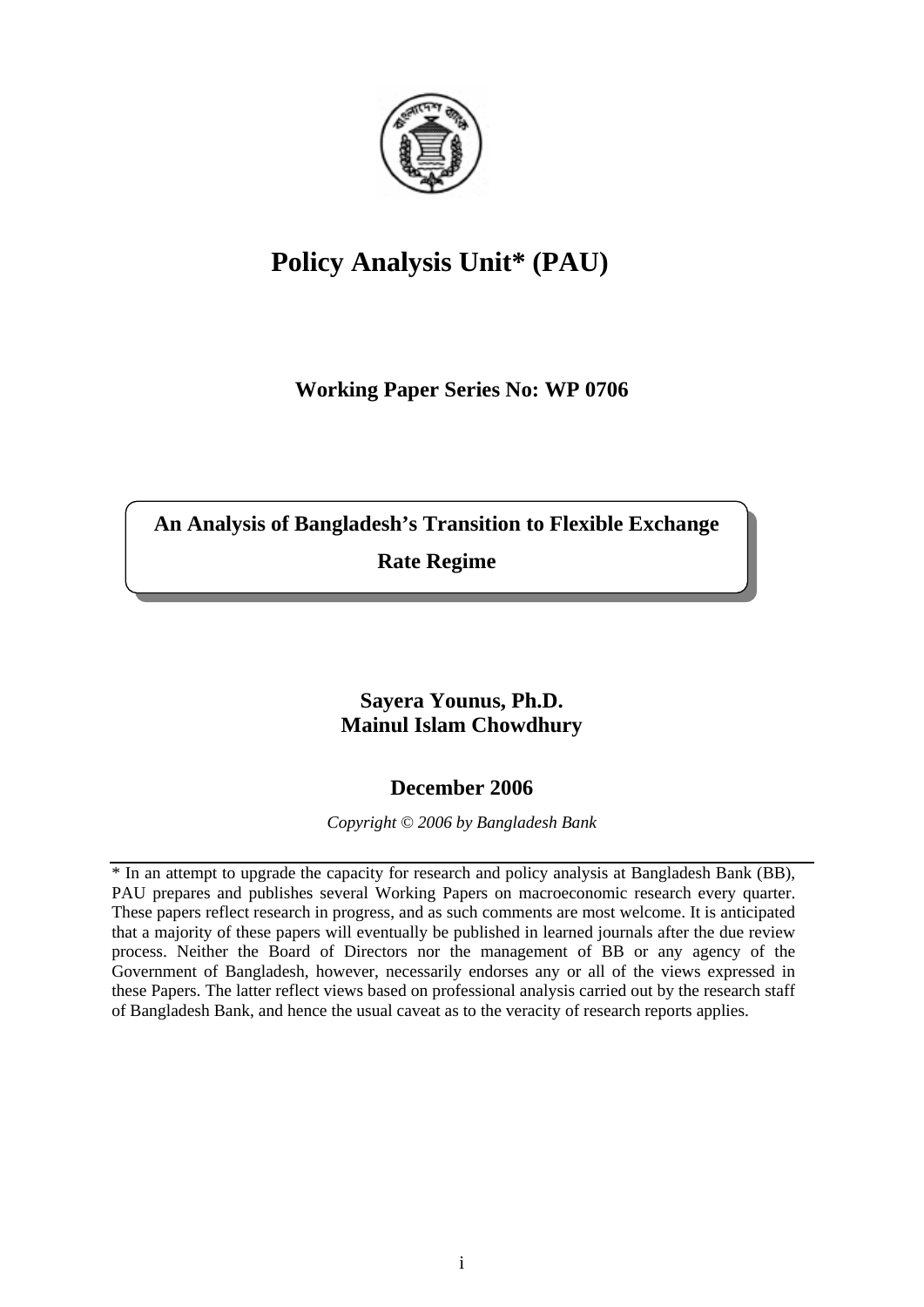# Policy Analysis Unit* (PAU)

**Working Paper Series No: WP 0706**

**An Analysis of Bangladesh's Transition to Flexible Exchange Rate Regime**

**Sayera Younus, Ph.D.**
**Mainul Islam Chowdhury**

**December 2006**

*Copyright © 2006 by Bangladesh Bank*

---

* In an attempt to upgrade the capacity for research and policy analysis at Bangladesh Bank (BB), PAU prepares and publishes several Working Papers on macroeconomic research every quarter. These papers reflect research in progress, and as such comments are most welcome. It is anticipated that a majority of these papers will eventually be published in learned journals after the due review process. Neither the Board of Directors nor the management of BB or any agency of the Government of Bangladesh, however, necessarily endorses any or all of the views expressed in these Papers. The latter reflect views based on professional analysis carried out by the research staff of Bangladesh Bank, and hence the usual caveat as to the veracity of research reports applies.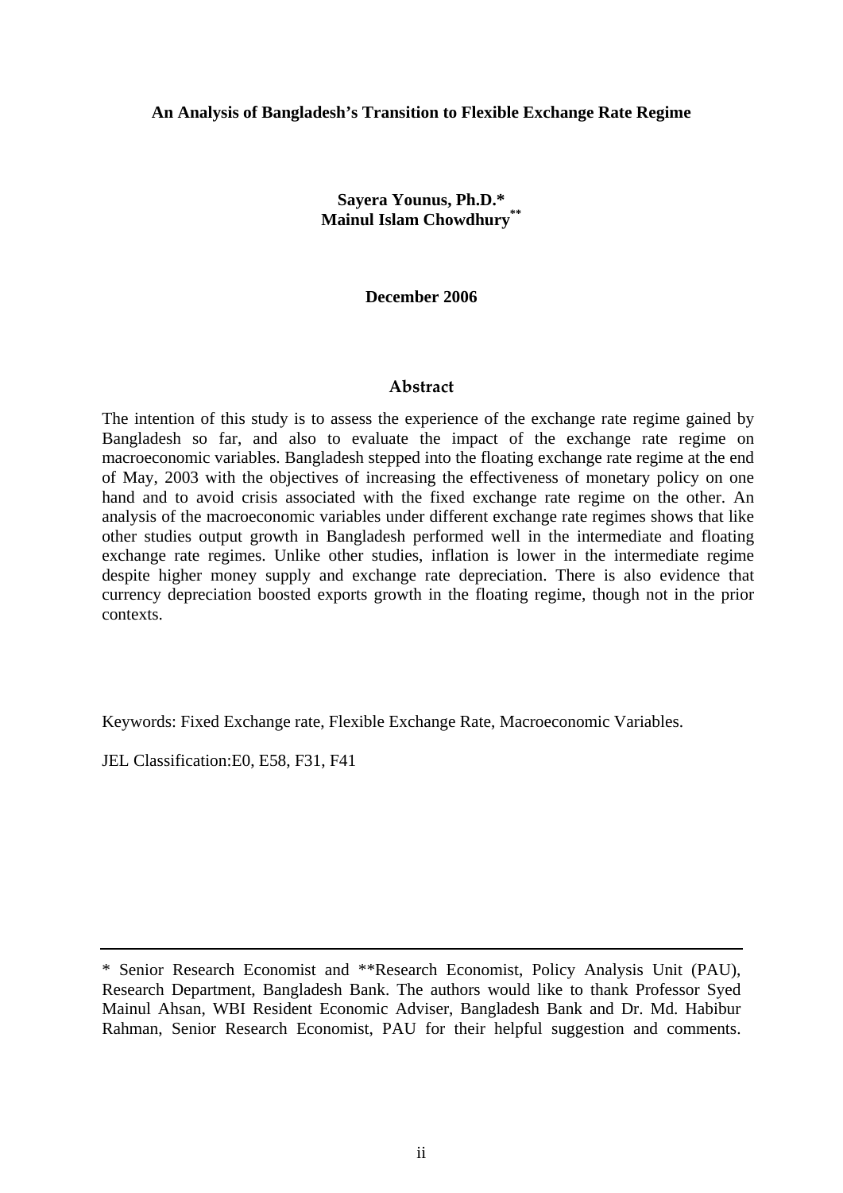**An Analysis of Bangladesh's Transition to Flexible Exchange Rate Regime**

**Sayera Younus, Ph.D.***
**Mainul Islam Chowdhury****

**December 2006**

## Abstract

The intention of this study is to assess the experience of the exchange rate regime gained by Bangladesh so far, and also to evaluate the impact of the exchange rate regime on macroeconomic variables. Bangladesh stepped into the floating exchange rate regime at the end of May, 2003 with the objectives of increasing the effectiveness of monetary policy on one hand and to avoid crisis associated with the fixed exchange rate regime on the other. An analysis of the macroeconomic variables under different exchange rate regimes shows that like other studies output growth in Bangladesh performed well in the intermediate and floating exchange rate regimes. Unlike other studies, inflation is lower in the intermediate regime despite higher money supply and exchange rate depreciation. There is also evidence that currency depreciation boosted exports growth in the floating regime, though not in the prior contexts.

Keywords: Fixed Exchange rate, Flexible Exchange Rate, Macroeconomic Variables.

JEL Classification:E0, E58, F31, F41

---

* Senior Research Economist and **Research Economist, Policy Analysis Unit (PAU), Research Department, Bangladesh Bank. The authors would like to thank Professor Syed Mainul Ahsan, WBI Resident Economic Adviser, Bangladesh Bank and Dr. Md. Habibur Rahman, Senior Research Economist, PAU for their helpful suggestion and comments.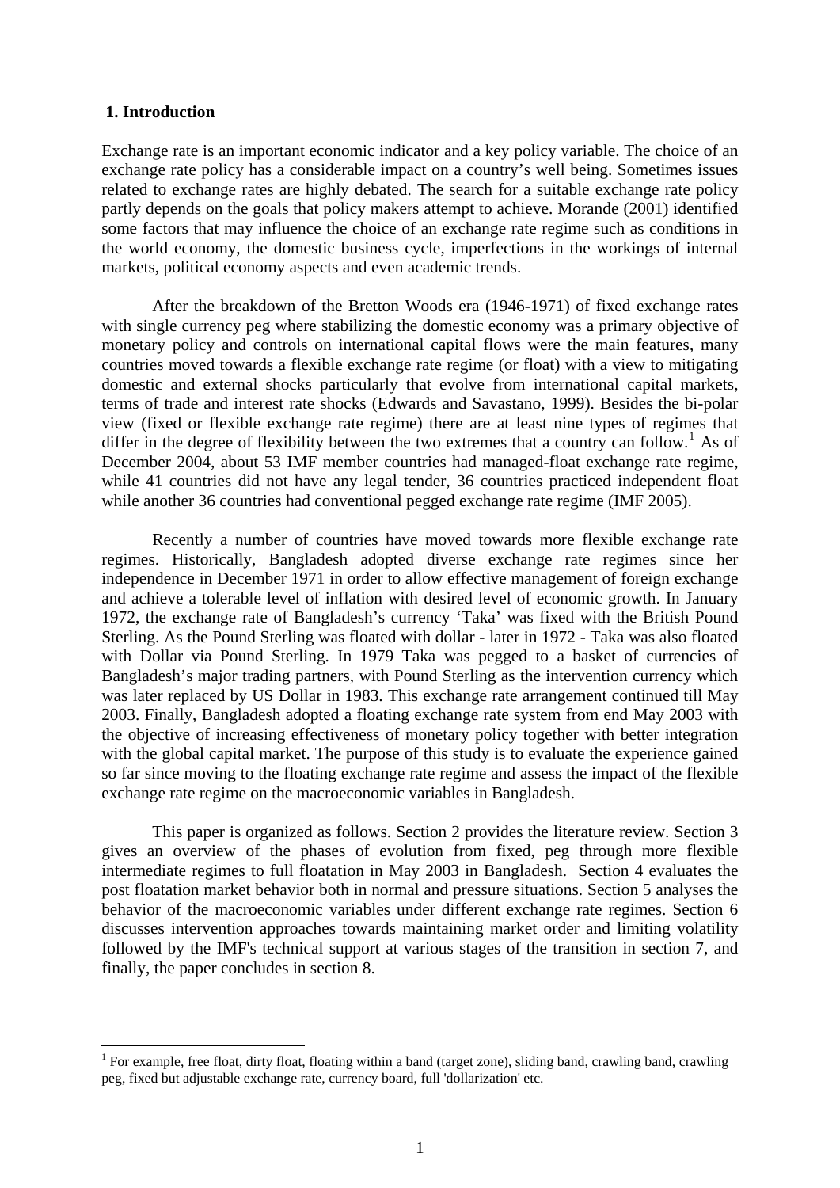## 1. Introduction

Exchange rate is an important economic indicator and a key policy variable. The choice of an exchange rate policy has a considerable impact on a country's well being. Sometimes issues related to exchange rates are highly debated. The search for a suitable exchange rate policy partly depends on the goals that policy makers attempt to achieve. Morande (2001) identified some factors that may influence the choice of an exchange rate regime such as conditions in the world economy, the domestic business cycle, imperfections in the workings of internal markets, political economy aspects and even academic trends.

After the breakdown of the Bretton Woods era (1946-1971) of fixed exchange rates with single currency peg where stabilizing the domestic economy was a primary objective of monetary policy and controls on international capital flows were the main features, many countries moved towards a flexible exchange rate regime (or float) with a view to mitigating domestic and external shocks particularly that evolve from international capital markets, terms of trade and interest rate shocks (Edwards and Savastano, 1999). Besides the bi-polar view (fixed or flexible exchange rate regime) there are at least nine types of regimes that differ in the degree of flexibility between the two extremes that a country can follow.[1] As of December 2004, about 53 IMF member countries had managed-float exchange rate regime, while 41 countries did not have any legal tender, 36 countries practiced independent float while another 36 countries had conventional pegged exchange rate regime (IMF 2005).

Recently a number of countries have moved towards more flexible exchange rate regimes. Historically, Bangladesh adopted diverse exchange rate regimes since her independence in December 1971 in order to allow effective management of foreign exchange and achieve a tolerable level of inflation with desired level of economic growth. In January 1972, the exchange rate of Bangladesh's currency 'Taka' was fixed with the British Pound Sterling. As the Pound Sterling was floated with dollar - later in 1972 - Taka was also floated with Dollar via Pound Sterling. In 1979 Taka was pegged to a basket of currencies of Bangladesh's major trading partners, with Pound Sterling as the intervention currency which was later replaced by US Dollar in 1983. This exchange rate arrangement continued till May 2003. Finally, Bangladesh adopted a floating exchange rate system from end May 2003 with the objective of increasing effectiveness of monetary policy together with better integration with the global capital market. The purpose of this study is to evaluate the experience gained so far since moving to the floating exchange rate regime and assess the impact of the flexible exchange rate regime on the macroeconomic variables in Bangladesh.

This paper is organized as follows. Section 2 provides the literature review. Section 3 gives an overview of the phases of evolution from fixed, peg through more flexible intermediate regimes to full floatation in May 2003 in Bangladesh. Section 4 evaluates the post floatation market behavior both in normal and pressure situations. Section 5 analyses the behavior of the macroeconomic variables under different exchange rate regimes. Section 6 discusses intervention approaches towards maintaining market order and limiting volatility followed by the IMF's technical support at various stages of the transition in section 7, and finally, the paper concludes in section 8.

[1] For example, free float, dirty float, floating within a band (target zone), sliding band, crawling band, crawling peg, fixed but adjustable exchange rate, currency board, full 'dollarization' etc.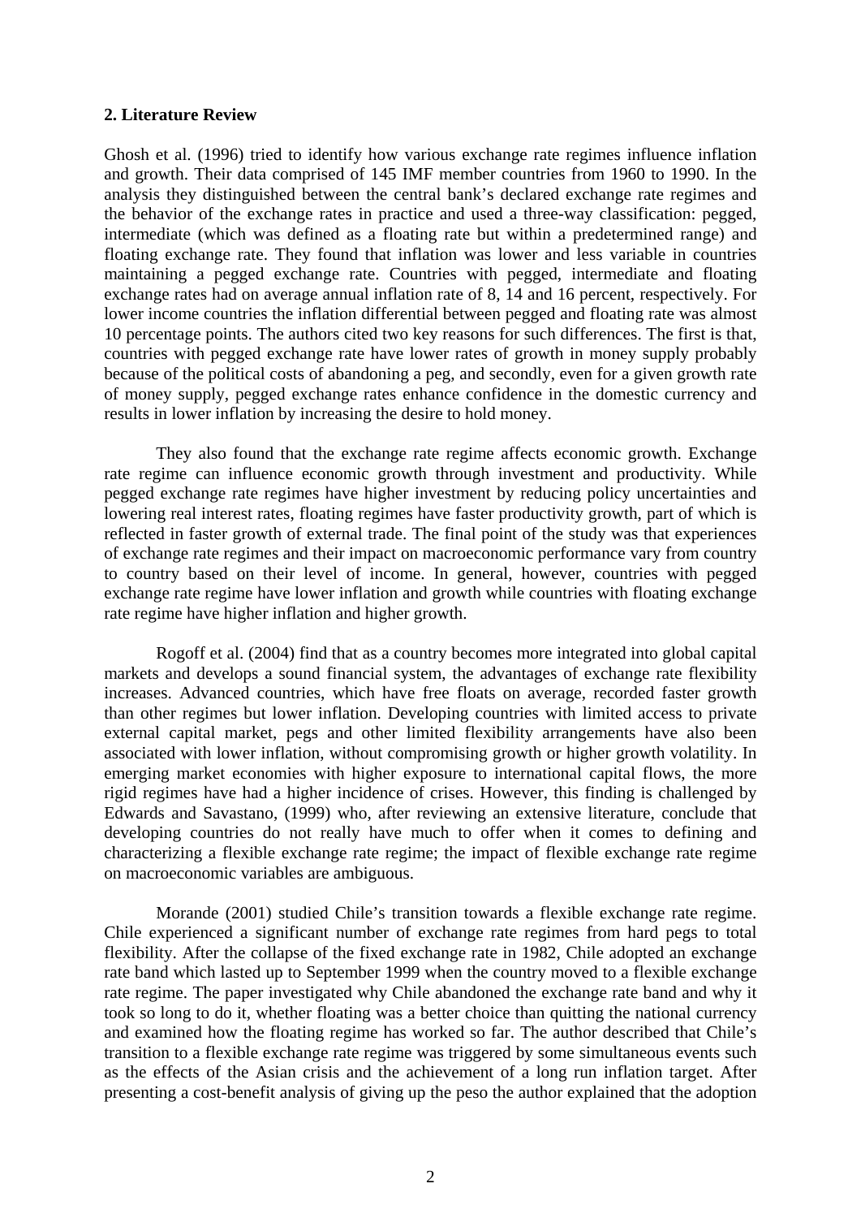## 2. Literature Review

Ghosh et al. (1996) tried to identify how various exchange rate regimes influence inflation and growth. Their data comprised of 145 IMF member countries from 1960 to 1990. In the analysis they distinguished between the central bank's declared exchange rate regimes and the behavior of the exchange rates in practice and used a three-way classification: pegged, intermediate (which was defined as a floating rate but within a predetermined range) and floating exchange rate. They found that inflation was lower and less variable in countries maintaining a pegged exchange rate. Countries with pegged, intermediate and floating exchange rates had on average annual inflation rate of 8, 14 and 16 percent, respectively. For lower income countries the inflation differential between pegged and floating rate was almost 10 percentage points. The authors cited two key reasons for such differences. The first is that, countries with pegged exchange rate have lower rates of growth in money supply probably because of the political costs of abandoning a peg, and secondly, even for a given growth rate of money supply, pegged exchange rates enhance confidence in the domestic currency and results in lower inflation by increasing the desire to hold money.

They also found that the exchange rate regime affects economic growth. Exchange rate regime can influence economic growth through investment and productivity. While pegged exchange rate regimes have higher investment by reducing policy uncertainties and lowering real interest rates, floating regimes have faster productivity growth, part of which is reflected in faster growth of external trade. The final point of the study was that experiences of exchange rate regimes and their impact on macroeconomic performance vary from country to country based on their level of income. In general, however, countries with pegged exchange rate regime have lower inflation and growth while countries with floating exchange rate regime have higher inflation and higher growth.

Rogoff et al. (2004) find that as a country becomes more integrated into global capital markets and develops a sound financial system, the advantages of exchange rate flexibility increases. Advanced countries, which have free floats on average, recorded faster growth than other regimes but lower inflation. Developing countries with limited access to private external capital market, pegs and other limited flexibility arrangements have also been associated with lower inflation, without compromising growth or higher growth volatility. In emerging market economies with higher exposure to international capital flows, the more rigid regimes have had a higher incidence of crises. However, this finding is challenged by Edwards and Savastano, (1999) who, after reviewing an extensive literature, conclude that developing countries do not really have much to offer when it comes to defining and characterizing a flexible exchange rate regime; the impact of flexible exchange rate regime on macroeconomic variables are ambiguous.

Morande (2001) studied Chile's transition towards a flexible exchange rate regime. Chile experienced a significant number of exchange rate regimes from hard pegs to total flexibility. After the collapse of the fixed exchange rate in 1982, Chile adopted an exchange rate band which lasted up to September 1999 when the country moved to a flexible exchange rate regime. The paper investigated why Chile abandoned the exchange rate band and why it took so long to do it, whether floating was a better choice than quitting the national currency and examined how the floating regime has worked so far. The author described that Chile's transition to a flexible exchange rate regime was triggered by some simultaneous events such as the effects of the Asian crisis and the achievement of a long run inflation target. After presenting a cost-benefit analysis of giving up the peso the author explained that the adoption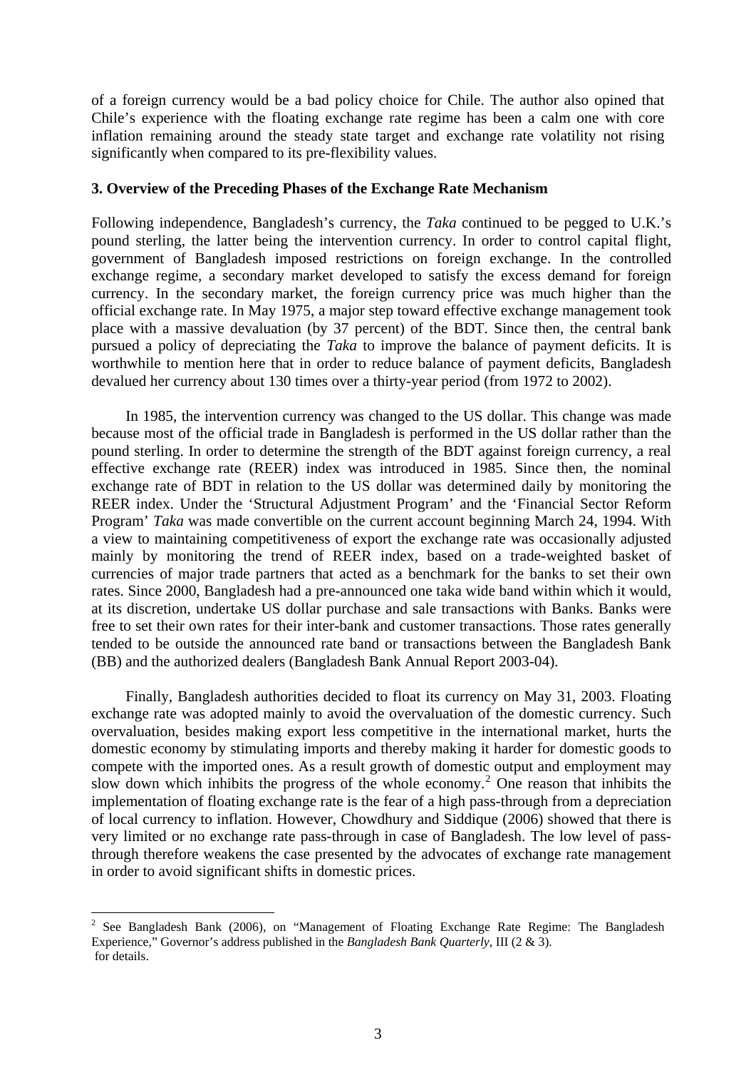of a foreign currency would be a bad policy choice for Chile. The author also opined that Chile's experience with the floating exchange rate regime has been a calm one with core inflation remaining around the steady state target and exchange rate volatility not rising significantly when compared to its pre-flexibility values.

### 3. Overview of the Preceding Phases of the Exchange Rate Mechanism

Following independence, Bangladesh's currency, the *Taka* continued to be pegged to U.K.'s pound sterling, the latter being the intervention currency. In order to control capital flight, government of Bangladesh imposed restrictions on foreign exchange. In the controlled exchange regime, a secondary market developed to satisfy the excess demand for foreign currency. In the secondary market, the foreign currency price was much higher than the official exchange rate. In May 1975, a major step toward effective exchange management took place with a massive devaluation (by 37 percent) of the BDT. Since then, the central bank pursued a policy of depreciating the *Taka* to improve the balance of payment deficits. It is worthwhile to mention here that in order to reduce balance of payment deficits, Bangladesh devalued her currency about 130 times over a thirty-year period (from 1972 to 2002).

In 1985, the intervention currency was changed to the US dollar. This change was made because most of the official trade in Bangladesh is performed in the US dollar rather than the pound sterling. In order to determine the strength of the BDT against foreign currency, a real effective exchange rate (REER) index was introduced in 1985. Since then, the nominal exchange rate of BDT in relation to the US dollar was determined daily by monitoring the REER index. Under the 'Structural Adjustment Program' and the 'Financial Sector Reform Program' *Taka* was made convertible on the current account beginning March 24, 1994. With a view to maintaining competitiveness of export the exchange rate was occasionally adjusted mainly by monitoring the trend of REER index, based on a trade-weighted basket of currencies of major trade partners that acted as a benchmark for the banks to set their own rates. Since 2000, Bangladesh had a pre-announced one taka wide band within which it would, at its discretion, undertake US dollar purchase and sale transactions with Banks. Banks were free to set their own rates for their inter-bank and customer transactions. Those rates generally tended to be outside the announced rate band or transactions between the Bangladesh Bank (BB) and the authorized dealers (Bangladesh Bank Annual Report 2003-04).

Finally, Bangladesh authorities decided to float its currency on May 31, 2003. Floating exchange rate was adopted mainly to avoid the overvaluation of the domestic currency. Such overvaluation, besides making export less competitive in the international market, hurts the domestic economy by stimulating imports and thereby making it harder for domestic goods to compete with the imported ones. As a result growth of domestic output and employment may slow down which inhibits the progress of the whole economy.[2] One reason that inhibits the implementation of floating exchange rate is the fear of a high pass-through from a depreciation of local currency to inflation. However, Chowdhury and Siddique (2006) showed that there is very limited or no exchange rate pass-through in case of Bangladesh. The low level of pass-through therefore weakens the case presented by the advocates of exchange rate management in order to avoid significant shifts in domestic prices.

---

[2] See Bangladesh Bank (2006), on "Management of Floating Exchange Rate Regime: The Bangladesh Experience," Governor's address published in the *Bangladesh Bank Quarterly*, III (2 & 3). for details.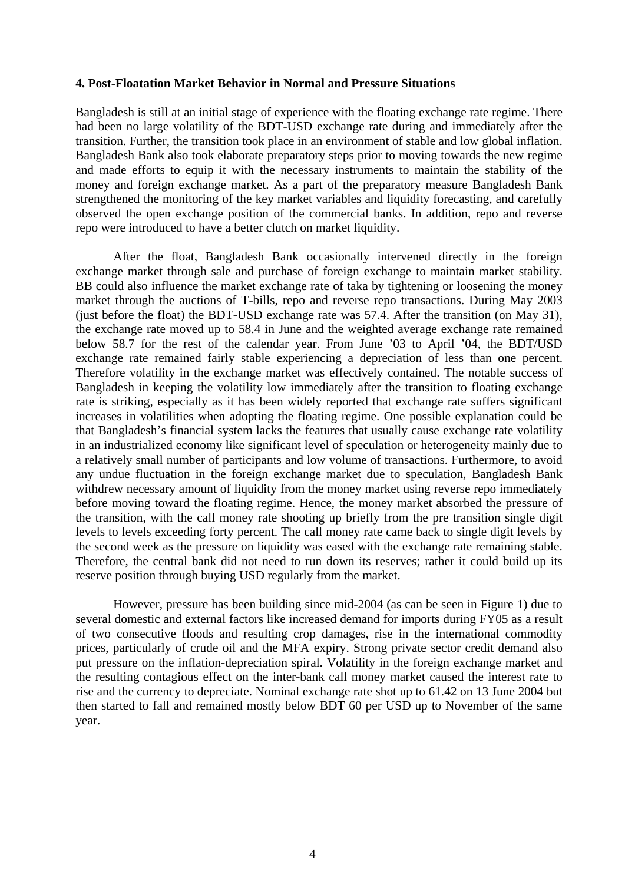**4. Post-Floatation Market Behavior in Normal and Pressure Situations**

Bangladesh is still at an initial stage of experience with the floating exchange rate regime. There had been no large volatility of the BDT-USD exchange rate during and immediately after the transition. Further, the transition took place in an environment of stable and low global inflation. Bangladesh Bank also took elaborate preparatory steps prior to moving towards the new regime and made efforts to equip it with the necessary instruments to maintain the stability of the money and foreign exchange market. As a part of the preparatory measure Bangladesh Bank strengthened the monitoring of the key market variables and liquidity forecasting, and carefully observed the open exchange position of the commercial banks. In addition, repo and reverse repo were introduced to have a better clutch on market liquidity.

After the float, Bangladesh Bank occasionally intervened directly in the foreign exchange market through sale and purchase of foreign exchange to maintain market stability. BB could also influence the market exchange rate of taka by tightening or loosening the money market through the auctions of T-bills, repo and reverse repo transactions. During May 2003 (just before the float) the BDT-USD exchange rate was 57.4. After the transition (on May 31), the exchange rate moved up to 58.4 in June and the weighted average exchange rate remained below 58.7 for the rest of the calendar year. From June '03 to April '04, the BDT/USD exchange rate remained fairly stable experiencing a depreciation of less than one percent. Therefore volatility in the exchange market was effectively contained. The notable success of Bangladesh in keeping the volatility low immediately after the transition to floating exchange rate is striking, especially as it has been widely reported that exchange rate suffers significant increases in volatilities when adopting the floating regime. One possible explanation could be that Bangladesh's financial system lacks the features that usually cause exchange rate volatility in an industrialized economy like significant level of speculation or heterogeneity mainly due to a relatively small number of participants and low volume of transactions. Furthermore, to avoid any undue fluctuation in the foreign exchange market due to speculation, Bangladesh Bank withdrew necessary amount of liquidity from the money market using reverse repo immediately before moving toward the floating regime. Hence, the money market absorbed the pressure of the transition, with the call money rate shooting up briefly from the pre transition single digit levels to levels exceeding forty percent. The call money rate came back to single digit levels by the second week as the pressure on liquidity was eased with the exchange rate remaining stable. Therefore, the central bank did not need to run down its reserves; rather it could build up its reserve position through buying USD regularly from the market.

However, pressure has been building since mid-2004 (as can be seen in Figure 1) due to several domestic and external factors like increased demand for imports during FY05 as a result of two consecutive floods and resulting crop damages, rise in the international commodity prices, particularly of crude oil and the MFA expiry. Strong private sector credit demand also put pressure on the inflation-depreciation spiral. Volatility in the foreign exchange market and the resulting contagious effect on the inter-bank call money market caused the interest rate to rise and the currency to depreciate. Nominal exchange rate shot up to 61.42 on 13 June 2004 but then started to fall and remained mostly below BDT 60 per USD up to November of the same year.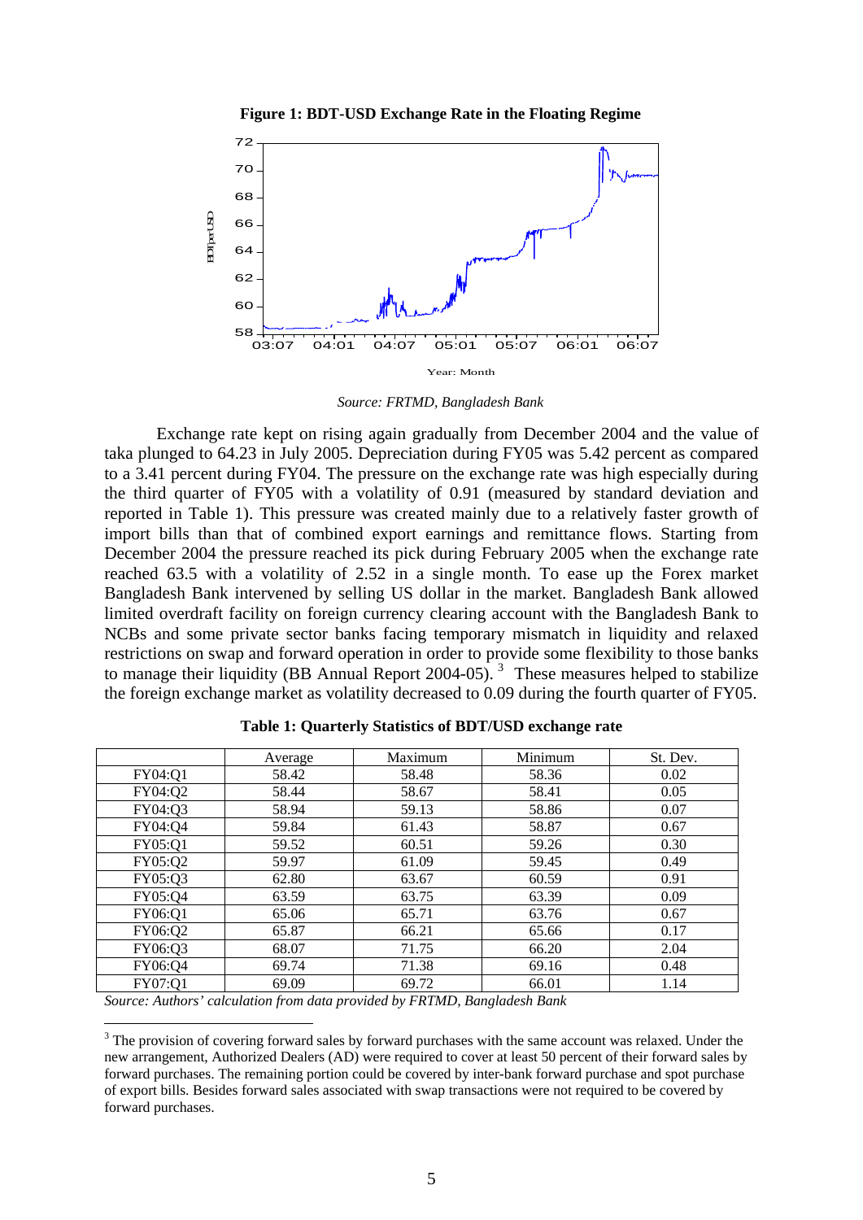**Figure 1: BDT-USD Exchange Rate in the Floating Regime**

*Source: FRTMD, Bangladesh Bank*

Exchange rate kept on rising again gradually from December 2004 and the value of taka plunged to 64.23 in July 2005. Depreciation during FY05 was 5.42 percent as compared to a 3.41 percent during FY04. The pressure on the exchange rate was high especially during the third quarter of FY05 with a volatility of 0.91 (measured by standard deviation and reported in Table 1). This pressure was created mainly due to a relatively faster growth of import bills than that of combined export earnings and remittance flows. Starting from December 2004 the pressure reached its pick during February 2005 when the exchange rate reached 63.5 with a volatility of 2.52 in a single month. To ease up the Forex market Bangladesh Bank intervened by selling US dollar in the market. Bangladesh Bank allowed limited overdraft facility on foreign currency clearing account with the Bangladesh Bank to NCBs and some private sector banks facing temporary mismatch in liquidity and relaxed restrictions on swap and forward operation in order to provide some flexibility to those banks to manage their liquidity (BB Annual Report 2004-05). [3] These measures helped to stabilize the foreign exchange market as volatility decreased to 0.09 during the fourth quarter of FY05.

**Table 1: Quarterly Statistics of BDT/USD exchange rate**

| | Average | Maximum | Minimum | St. Dev. |
|---|---|---|---|---|
| FY04:Q1 | 58.42 | 58.48 | 58.36 | 0.02 |
| FY04:Q2 | 58.44 | 58.67 | 58.41 | 0.05 |
| FY04:Q3 | 58.94 | 59.13 | 58.86 | 0.07 |
| FY04:Q4 | 59.84 | 61.43 | 58.87 | 0.67 |
| FY05:Q1 | 59.52 | 60.51 | 59.26 | 0.30 |
| FY05:Q2 | 59.97 | 61.09 | 59.45 | 0.49 |
| FY05:Q3 | 62.80 | 63.67 | 60.59 | 0.91 |
| FY05:Q4 | 63.59 | 63.75 | 63.39 | 0.09 |
| FY06:Q1 | 65.06 | 65.71 | 63.76 | 0.67 |
| FY06:Q2 | 65.87 | 66.21 | 65.66 | 0.17 |
| FY06:Q3 | 68.07 | 71.75 | 66.20 | 2.04 |
| FY06:Q4 | 69.74 | 71.38 | 69.16 | 0.48 |
| FY07:Q1 | 69.09 | 69.72 | 66.01 | 1.14 |

*Source: Authors' calculation from data provided by FRTMD, Bangladesh Bank*

[3] The provision of covering forward sales by forward purchases with the same account was relaxed. Under the new arrangement, Authorized Dealers (AD) were required to cover at least 50 percent of their forward sales by forward purchases. The remaining portion could be covered by inter-bank forward purchase and spot purchase of export bills. Besides forward sales associated with swap transactions were not required to be covered by forward purchases.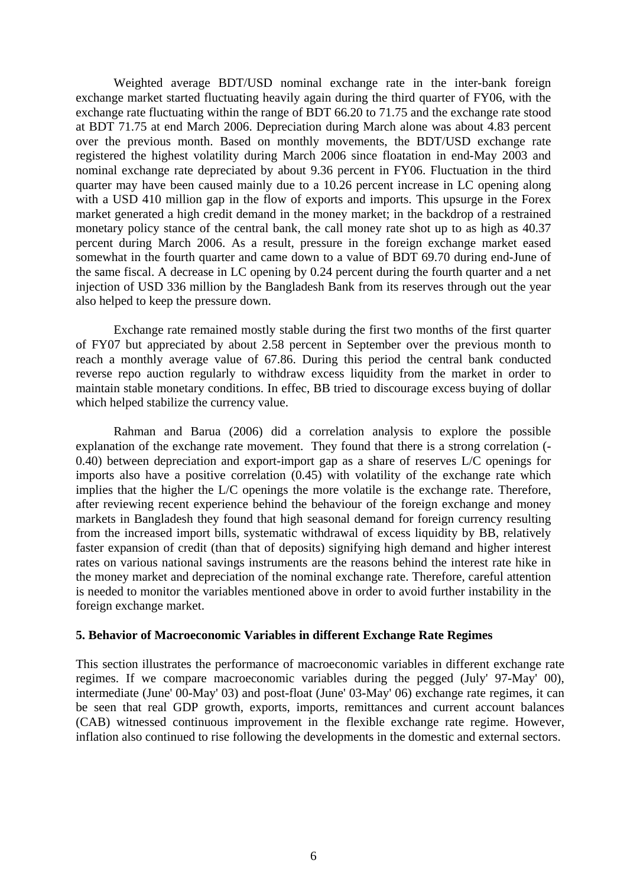Weighted average BDT/USD nominal exchange rate in the inter-bank foreign exchange market started fluctuating heavily again during the third quarter of FY06, with the exchange rate fluctuating within the range of BDT 66.20 to 71.75 and the exchange rate stood at BDT 71.75 at end March 2006. Depreciation during March alone was about 4.83 percent over the previous month. Based on monthly movements, the BDT/USD exchange rate registered the highest volatility during March 2006 since floatation in end-May 2003 and nominal exchange rate depreciated by about 9.36 percent in FY06. Fluctuation in the third quarter may have been caused mainly due to a 10.26 percent increase in LC opening along with a USD 410 million gap in the flow of exports and imports. This upsurge in the Forex market generated a high credit demand in the money market; in the backdrop of a restrained monetary policy stance of the central bank, the call money rate shot up to as high as 40.37 percent during March 2006. As a result, pressure in the foreign exchange market eased somewhat in the fourth quarter and came down to a value of BDT 69.70 during end-June of the same fiscal. A decrease in LC opening by 0.24 percent during the fourth quarter and a net injection of USD 336 million by the Bangladesh Bank from its reserves through out the year also helped to keep the pressure down.

Exchange rate remained mostly stable during the first two months of the first quarter of FY07 but appreciated by about 2.58 percent in September over the previous month to reach a monthly average value of 67.86. During this period the central bank conducted reverse repo auction regularly to withdraw excess liquidity from the market in order to maintain stable monetary conditions. In effec, BB tried to discourage excess buying of dollar which helped stabilize the currency value.

Rahman and Barua (2006) did a correlation analysis to explore the possible explanation of the exchange rate movement. They found that there is a strong correlation (-0.40) between depreciation and export-import gap as a share of reserves L/C openings for imports also have a positive correlation (0.45) with volatility of the exchange rate which implies that the higher the L/C openings the more volatile is the exchange rate. Therefore, after reviewing recent experience behind the behaviour of the foreign exchange and money markets in Bangladesh they found that high seasonal demand for foreign currency resulting from the increased import bills, systematic withdrawal of excess liquidity by BB, relatively faster expansion of credit (than that of deposits) signifying high demand and higher interest rates on various national savings instruments are the reasons behind the interest rate hike in the money market and depreciation of the nominal exchange rate. Therefore, careful attention is needed to monitor the variables mentioned above in order to avoid further instability in the foreign exchange market.

## 5. Behavior of Macroeconomic Variables in different Exchange Rate Regimes

This section illustrates the performance of macroeconomic variables in different exchange rate regimes. If we compare macroeconomic variables during the pegged (July' 97-May' 00), intermediate (June' 00-May' 03) and post-float (June' 03-May' 06) exchange rate regimes, it can be seen that real GDP growth, exports, imports, remittances and current account balances (CAB) witnessed continuous improvement in the flexible exchange rate regime. However, inflation also continued to rise following the developments in the domestic and external sectors.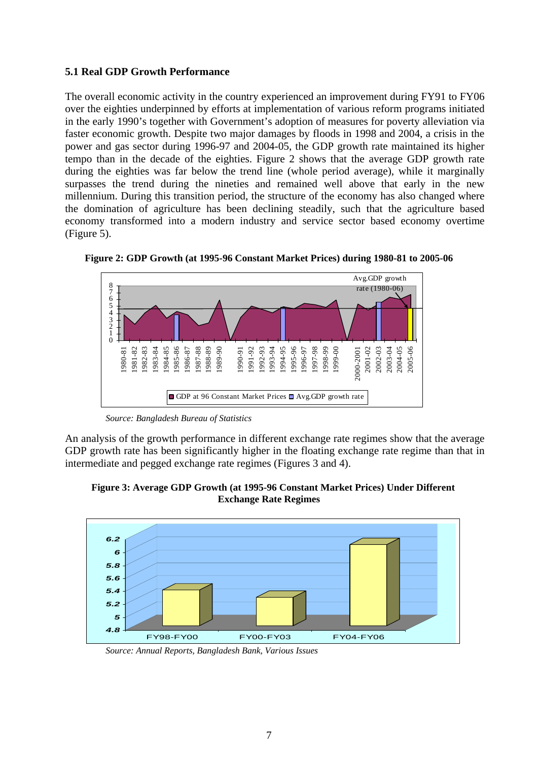### 5.1 Real GDP Growth Performance

The overall economic activity in the country experienced an improvement during FY91 to FY06 over the eighties underpinned by efforts at implementation of various reform programs initiated in the early 1990's together with Government's adoption of measures for poverty alleviation via faster economic growth. Despite two major damages by floods in 1998 and 2004, a crisis in the power and gas sector during 1996-97 and 2004-05, the GDP growth rate maintained its higher tempo than in the decade of the eighties. Figure 2 shows that the average GDP growth rate during the eighties was far below the trend line (whole period average), while it marginally surpasses the trend during the nineties and remained well above that early in the new millennium. During this transition period, the structure of the economy has also changed where the domination of agriculture has been declining steadily, such that the agriculture based economy transformed into a modern industry and service sector based economy overtime (Figure 5).

**Figure 2: GDP Growth (at 1995-96 Constant Market Prices) during 1980-81 to 2005-06**

*Source: Bangladesh Bureau of Statistics*

An analysis of the growth performance in different exchange rate regimes show that the average GDP growth rate has been significantly higher in the floating exchange rate regime than that in intermediate and pegged exchange rate regimes (Figures 3 and 4).

**Figure 3: Average GDP Growth (at 1995-96 Constant Market Prices) Under Different Exchange Rate Regimes**

*Source: Annual Reports, Bangladesh Bank, Various Issues*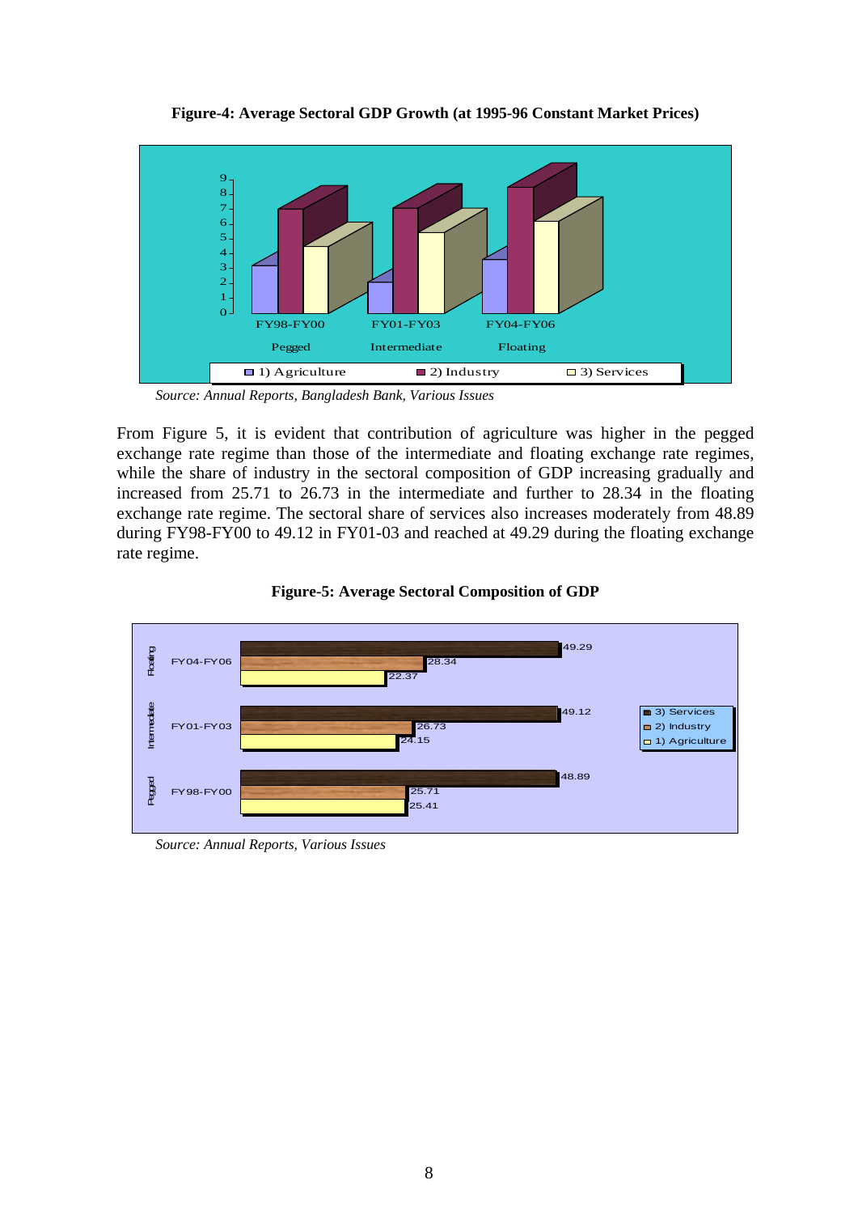**Figure-4: Average Sectoral GDP Growth (at 1995-96 Constant Market Prices)**

*Source: Annual Reports, Bangladesh Bank, Various Issues*

From Figure 5, it is evident that contribution of agriculture was higher in the pegged exchange rate regime than those of the intermediate and floating exchange rate regimes, while the share of industry in the sectoral composition of GDP increasing gradually and increased from 25.71 to 26.73 in the intermediate and further to 28.34 in the floating exchange rate regime. The sectoral share of services also increases moderately from 48.89 during FY98-FY00 to 49.12 in FY01-03 and reached at 49.29 during the floating exchange rate regime.

**Figure-5: Average Sectoral Composition of GDP**

| Regime | Period | 1) Agriculture | 2) Industry | 3) Services |
|---|---|---|---|---|
| Pegged | FY98-FY00 | 25.41 | 25.71 | 48.89 |
| Intermediate | FY01-FY03 | 24.15 | 26.73 | 49.12 |
| Floating | FY04-FY06 | 22.37 | 28.34 | 49.29 |

*Source: Annual Reports, Various Issues*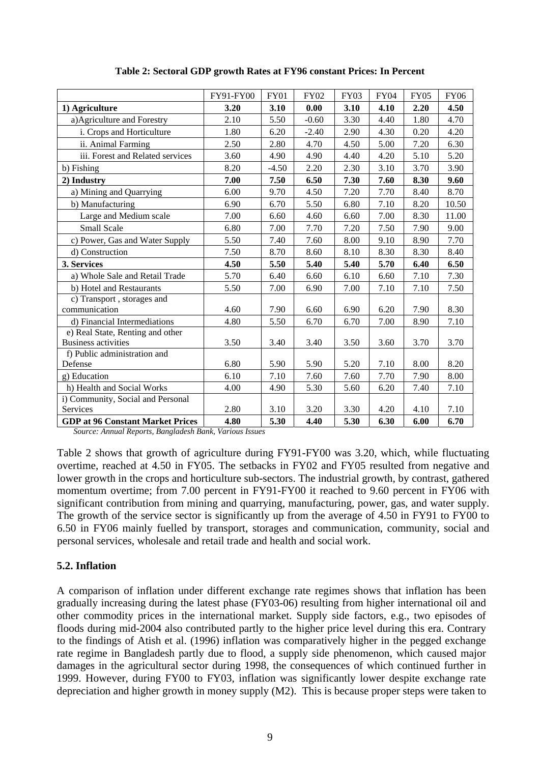**Table 2: Sectoral GDP growth Rates at FY96 constant Prices: In Percent**

| | FY91-FY00 | FY01 | FY02 | FY03 | FY04 | FY05 | FY06 |
|---|---|---|---|---|---|---|---|
| **1) Agriculture** | **3.20** | **3.10** | **0.00** | **3.10** | **4.10** | **2.20** | **4.50** |
| a)Agriculture and Forestry | 2.10 | 5.50 | -0.60 | 3.30 | 4.40 | 1.80 | 4.70 |
| i. Crops and Horticulture | 1.80 | 6.20 | -2.40 | 2.90 | 4.30 | 0.20 | 4.20 |
| ii. Animal Farming | 2.50 | 2.80 | 4.70 | 4.50 | 5.00 | 7.20 | 6.30 |
| iii. Forest and Related services | 3.60 | 4.90 | 4.90 | 4.40 | 4.20 | 5.10 | 5.20 |
| b) Fishing | 8.20 | -4.50 | 2.20 | 2.30 | 3.10 | 3.70 | 3.90 |
| **2) Industry** | **7.00** | **7.50** | **6.50** | **7.30** | **7.60** | **8.30** | **9.60** |
| a) Mining and Quarrying | 6.00 | 9.70 | 4.50 | 7.20 | 7.70 | 8.40 | 8.70 |
| b) Manufacturing | 6.90 | 6.70 | 5.50 | 6.80 | 7.10 | 8.20 | 10.50 |
| Large and Medium scale | 7.00 | 6.60 | 4.60 | 6.60 | 7.00 | 8.30 | 11.00 |
| Small Scale | 6.80 | 7.00 | 7.70 | 7.20 | 7.50 | 7.90 | 9.00 |
| c) Power, Gas and Water Supply | 5.50 | 7.40 | 7.60 | 8.00 | 9.10 | 8.90 | 7.70 |
| d) Construction | 7.50 | 8.70 | 8.60 | 8.10 | 8.30 | 8.30 | 8.40 |
| **3. Services** | **4.50** | **5.50** | **5.40** | **5.40** | **5.70** | **6.40** | **6.50** |
| a) Whole Sale and Retail Trade | 5.70 | 6.40 | 6.60 | 6.10 | 6.60 | 7.10 | 7.30 |
| b) Hotel and Restaurants | 5.50 | 7.00 | 6.90 | 7.00 | 7.10 | 7.10 | 7.50 |
| c) Transport , storages and communication | 4.60 | 7.90 | 6.60 | 6.90 | 6.20 | 7.90 | 8.30 |
| d) Financial Intermediations | 4.80 | 5.50 | 6.70 | 6.70 | 7.00 | 8.90 | 7.10 |
| e) Real State, Renting and other Business activities | 3.50 | 3.40 | 3.40 | 3.50 | 3.60 | 3.70 | 3.70 |
| f) Public administration and Defense | 6.80 | 5.90 | 5.90 | 5.20 | 7.10 | 8.00 | 8.20 |
| g) Education | 6.10 | 7.10 | 7.60 | 7.60 | 7.70 | 7.90 | 8.00 |
| h) Health and Social Works | 4.00 | 4.90 | 5.30 | 5.60 | 6.20 | 7.40 | 7.10 |
| i) Community, Social and Personal Services | 2.80 | 3.10 | 3.20 | 3.30 | 4.20 | 4.10 | 7.10 |
| **GDP at 96 Constant Market Prices** | **4.80** | **5.30** | **4.40** | **5.30** | **6.30** | **6.00** | **6.70** |

*Source: Annual Reports, Bangladesh Bank, Various Issues*

Table 2 shows that growth of agriculture during FY91-FY00 was 3.20, which, while fluctuating overtime, reached at 4.50 in FY05. The setbacks in FY02 and FY05 resulted from negative and lower growth in the crops and horticulture sub-sectors. The industrial growth, by contrast, gathered momentum overtime; from 7.00 percent in FY91-FY00 it reached to 9.60 percent in FY06 with significant contribution from mining and quarrying, manufacturing, power, gas, and water supply. The growth of the service sector is significantly up from the average of 4.50 in FY91 to FY00 to 6.50 in FY06 mainly fuelled by transport, storages and communication, community, social and personal services, wholesale and retail trade and health and social work.

### 5.2. Inflation

A comparison of inflation under different exchange rate regimes shows that inflation has been gradually increasing during the latest phase (FY03-06) resulting from higher international oil and other commodity prices in the international market. Supply side factors, e.g., two episodes of floods during mid-2004 also contributed partly to the higher price level during this era. Contrary to the findings of Atish et al. (1996) inflation was comparatively higher in the pegged exchange rate regime in Bangladesh partly due to flood, a supply side phenomenon, which caused major damages in the agricultural sector during 1998, the consequences of which continued further in 1999. However, during FY00 to FY03, inflation was significantly lower despite exchange rate depreciation and higher growth in money supply (M2). This is because proper steps were taken to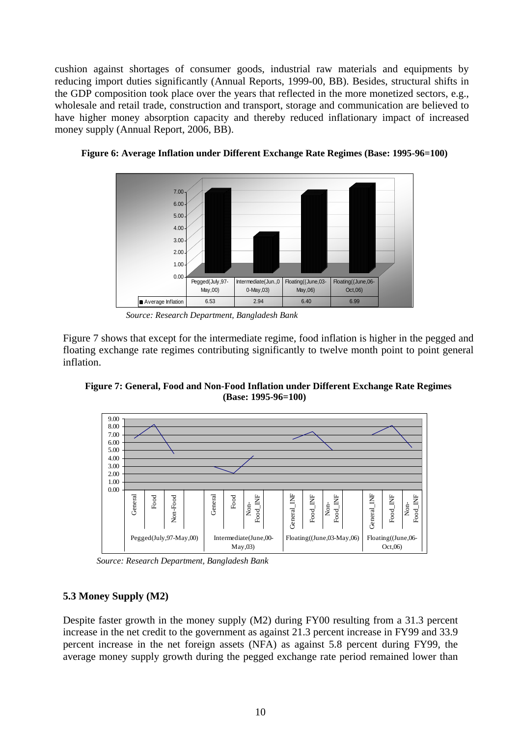cushion against shortages of consumer goods, industrial raw materials and equipments by reducing import duties significantly (Annual Reports, 1999-00, BB). Besides, structural shifts in the GDP composition took place over the years that reflected in the more monetized sectors, e.g., wholesale and retail trade, construction and transport, storage and communication are believed to have higher money absorption capacity and thereby reduced inflationary impact of increased money supply (Annual Report, 2006, BB).

**Figure 6: Average Inflation under Different Exchange Rate Regimes (Base: 1995-96=100)**

| | Pegged(July,97-May,00) | Intermediate(Jun.,00-May,03) | Floating((June,03-May,06) | Floating((June,06-Oct,06) |
|---|---|---|---|---|
| Average Inflation | 6.53 | 2.94 | 6.40 | 6.99 |

*Source: Research Department, Bangladesh Bank*

Figure 7 shows that except for the intermediate regime, food inflation is higher in the pegged and floating exchange rate regimes contributing significantly to twelve month point to point general inflation.

**Figure 7: General, Food and Non-Food Inflation under Different Exchange Rate Regimes (Base: 1995-96=100)**

*Source: Research Department, Bangladesh Bank*

### 5.3 Money Supply (M2)

Despite faster growth in the money supply (M2) during FY00 resulting from a 31.3 percent increase in the net credit to the government as against 21.3 percent increase in FY99 and 33.9 percent increase in the net foreign assets (NFA) as against 5.8 percent during FY99, the average money supply growth during the pegged exchange rate period remained lower than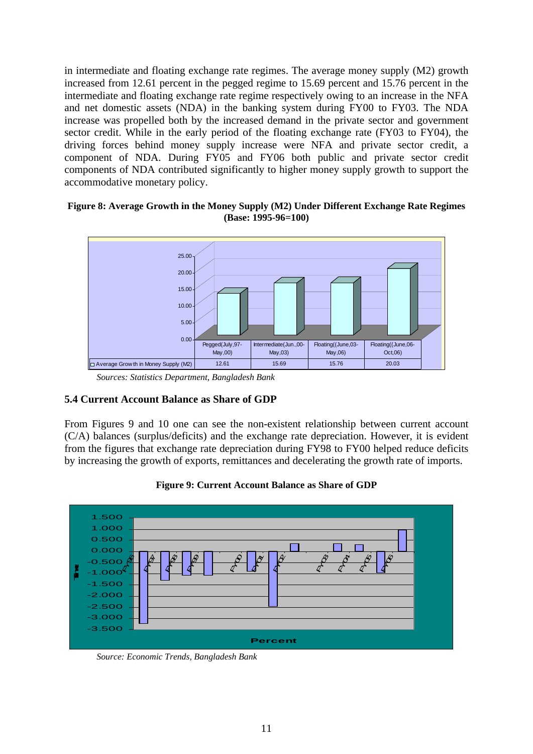in intermediate and floating exchange rate regimes. The average money supply (M2) growth increased from 12.61 percent in the pegged regime to 15.69 percent and 15.76 percent in the intermediate and floating exchange rate regime respectively owing to an increase in the NFA and net domestic assets (NDA) in the banking system during FY00 to FY03. The NDA increase was propelled both by the increased demand in the private sector and government sector credit. While in the early period of the floating exchange rate (FY03 to FY04), the driving forces behind money supply increase were NFA and private sector credit, a component of NDA. During FY05 and FY06 both public and private sector credit components of NDA contributed significantly to higher money supply growth to support the accommodative monetary policy.

**Figure 8: Average Growth in the Money Supply (M2) Under Different Exchange Rate Regimes (Base: 1995-96=100)**

| | Pegged(July,97-May,00) | Intermediate(Jun.,00-May,03) | Floating((June,03-May,06) | Floating((June,06-Oct,06) |
|---|---|---|---|---|
| Average Growth in Money Supply (M2) | 12.61 | 15.69 | 15.76 | 20.03 |

*Sources: Statistics Department, Bangladesh Bank*

### 5.4 Current Account Balance as Share of GDP

From Figures 9 and 10 one can see the non-existent relationship between current account (C/A) balances (surplus/deficits) and the exchange rate depreciation. However, it is evident from the figures that exchange rate depreciation during FY98 to FY00 helped reduce deficits by increasing the growth of exports, remittances and decelerating the growth rate of imports.

**Figure 9: Current Account Balance as Share of GDP**

*Source: Economic Trends, Bangladesh Bank*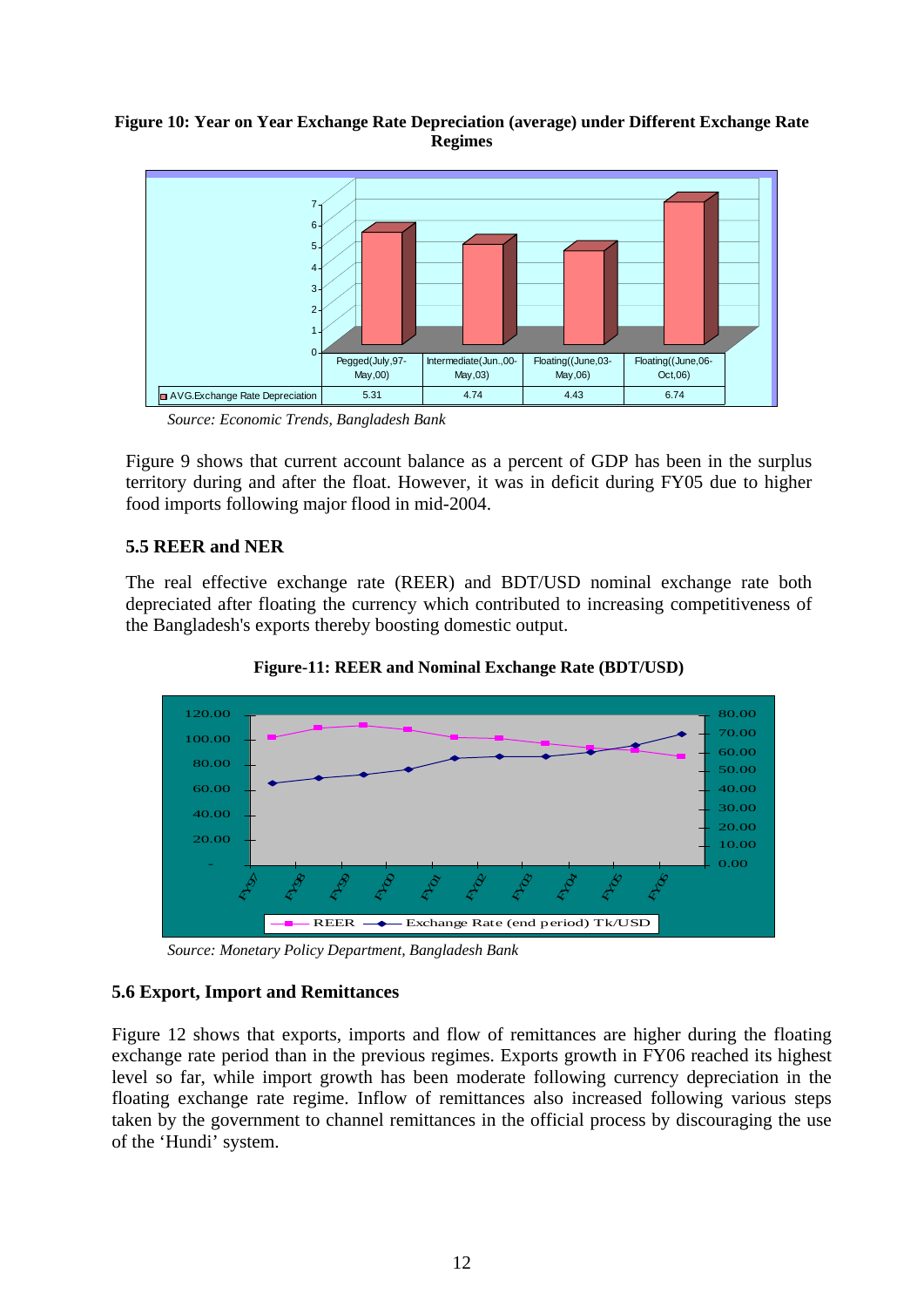**Figure 10: Year on Year Exchange Rate Depreciation (average) under Different Exchange Rate Regimes**

| | Pegged(July,97-May,00) | Intermediate(Jun.,00-May,03) | Floating((June,03-May,06) | Floating((June,06-Oct,06) |
|---|---|---|---|---|
| AVG.Exchange Rate Depreciation | 5.31 | 4.74 | 4.43 | 6.74 |

*Source: Economic Trends, Bangladesh Bank*

Figure 9 shows that current account balance as a percent of GDP has been in the surplus territory during and after the float. However, it was in deficit during FY05 due to higher food imports following major flood in mid-2004.

### 5.5 REER and NER

The real effective exchange rate (REER) and BDT/USD nominal exchange rate both depreciated after floating the currency which contributed to increasing competitiveness of the Bangladesh's exports thereby boosting domestic output.

**Figure-11: REER and Nominal Exchange Rate (BDT/USD)**

*Source: Monetary Policy Department, Bangladesh Bank*

### 5.6 Export, Import and Remittances

Figure 12 shows that exports, imports and flow of remittances are higher during the floating exchange rate period than in the previous regimes. Exports growth in FY06 reached its highest level so far, while import growth has been moderate following currency depreciation in the floating exchange rate regime. Inflow of remittances also increased following various steps taken by the government to channel remittances in the official process by discouraging the use of the 'Hundi' system.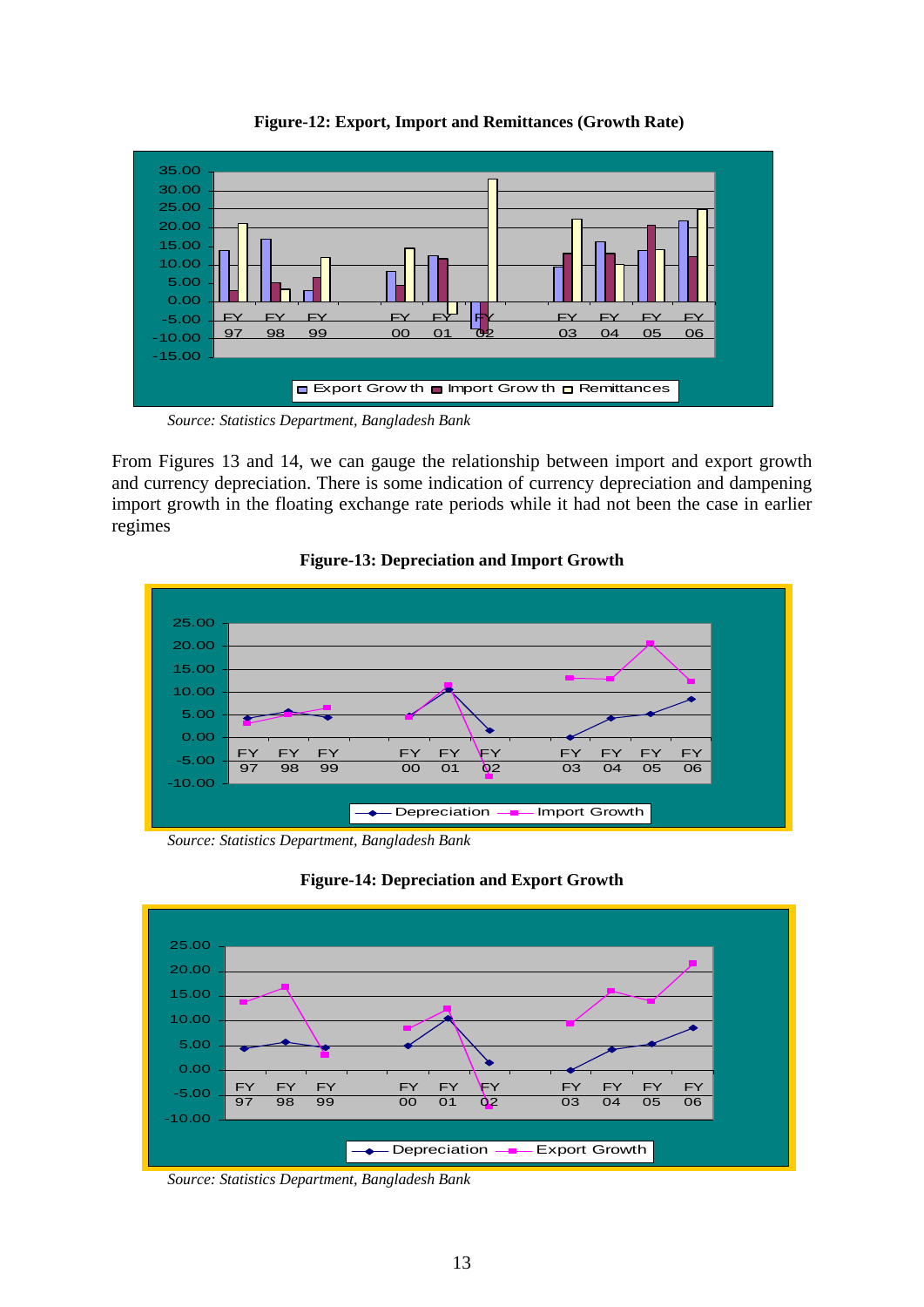**Figure-12: Export, Import and Remittances (Growth Rate)**

*Source: Statistics Department, Bangladesh Bank*

From Figures 13 and 14, we can gauge the relationship between import and export growth and currency depreciation. There is some indication of currency depreciation and dampening import growth in the floating exchange rate periods while it had not been the case in earlier regimes

**Figure-13: Depreciation and Import Growth**

*Source: Statistics Department, Bangladesh Bank*

**Figure-14: Depreciation and Export Growth**

*Source: Statistics Department, Bangladesh Bank*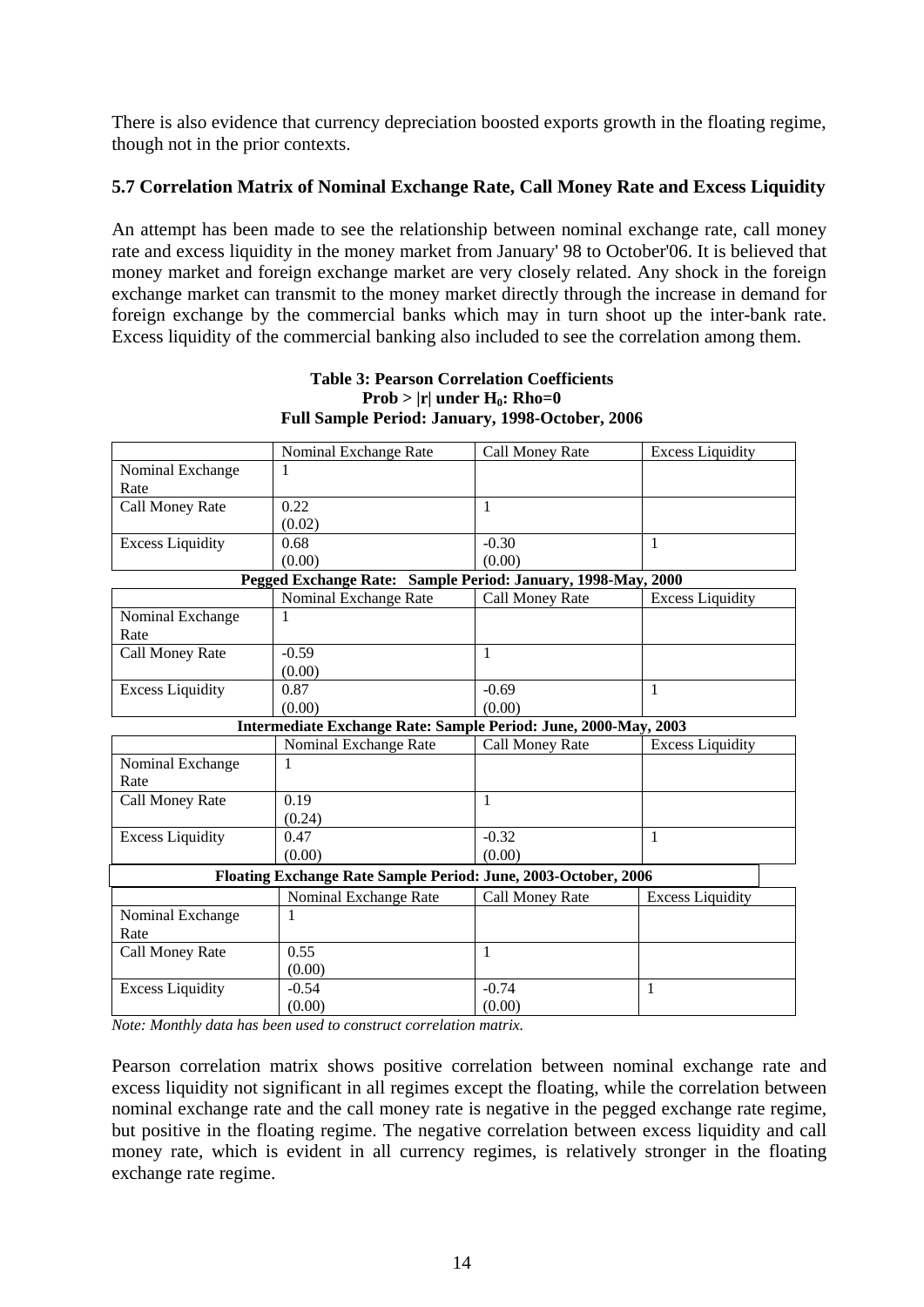There is also evidence that currency depreciation boosted exports growth in the floating regime, though not in the prior contexts.

### 5.7 Correlation Matrix of Nominal Exchange Rate, Call Money Rate and Excess Liquidity

An attempt has been made to see the relationship between nominal exchange rate, call money rate and excess liquidity in the money market from January' 98 to October'06. It is believed that money market and foreign exchange market are very closely related. Any shock in the foreign exchange market can transmit to the money market directly through the increase in demand for foreign exchange by the commercial banks which may in turn shoot up the inter-bank rate. Excess liquidity of the commercial banking also included to see the correlation among them.

**Table 3: Pearson Correlation Coefficients**
**Prob > |r| under $H_0$: Rho=0**
**Full Sample Period: January, 1998-October, 2006**

| | Nominal Exchange Rate | Call Money Rate | Excess Liquidity |
|---|---|---|---|
| Nominal Exchange Rate | 1 | | |
| Call Money Rate | 0.22 (0.02) | 1 | |
| Excess Liquidity | 0.68 (0.00) | -0.30 (0.00) | 1 |
| **Pegged Exchange Rate: Sample Period: January, 1998-May, 2000** | | | |
| | Nominal Exchange Rate | Call Money Rate | Excess Liquidity |
| Nominal Exchange Rate | 1 | | |
| Call Money Rate | -0.59 (0.00) | 1 | |
| Excess Liquidity | 0.87 (0.00) | -0.69 (0.00) | 1 |
| **Intermediate Exchange Rate: Sample Period: June, 2000-May, 2003** | | | |
| | Nominal Exchange Rate | Call Money Rate | Excess Liquidity |
| Nominal Exchange Rate | 1 | | |
| Call Money Rate | 0.19 (0.24) | 1 | |
| Excess Liquidity | 0.47 (0.00) | -0.32 (0.00) | 1 |
| **Floating Exchange Rate Sample Period: June, 2003-October, 2006** | | | |
| | Nominal Exchange Rate | Call Money Rate | Excess Liquidity |
| Nominal Exchange Rate | 1 | | |
| Call Money Rate | 0.55 (0.00) | 1 | |
| Excess Liquidity | -0.54 (0.00) | -0.74 (0.00) | 1 |

*Note: Monthly data has been used to construct correlation matrix.*

Pearson correlation matrix shows positive correlation between nominal exchange rate and excess liquidity not significant in all regimes except the floating, while the correlation between nominal exchange rate and the call money rate is negative in the pegged exchange rate regime, but positive in the floating regime. The negative correlation between excess liquidity and call money rate, which is evident in all currency regimes, is relatively stronger in the floating exchange rate regime.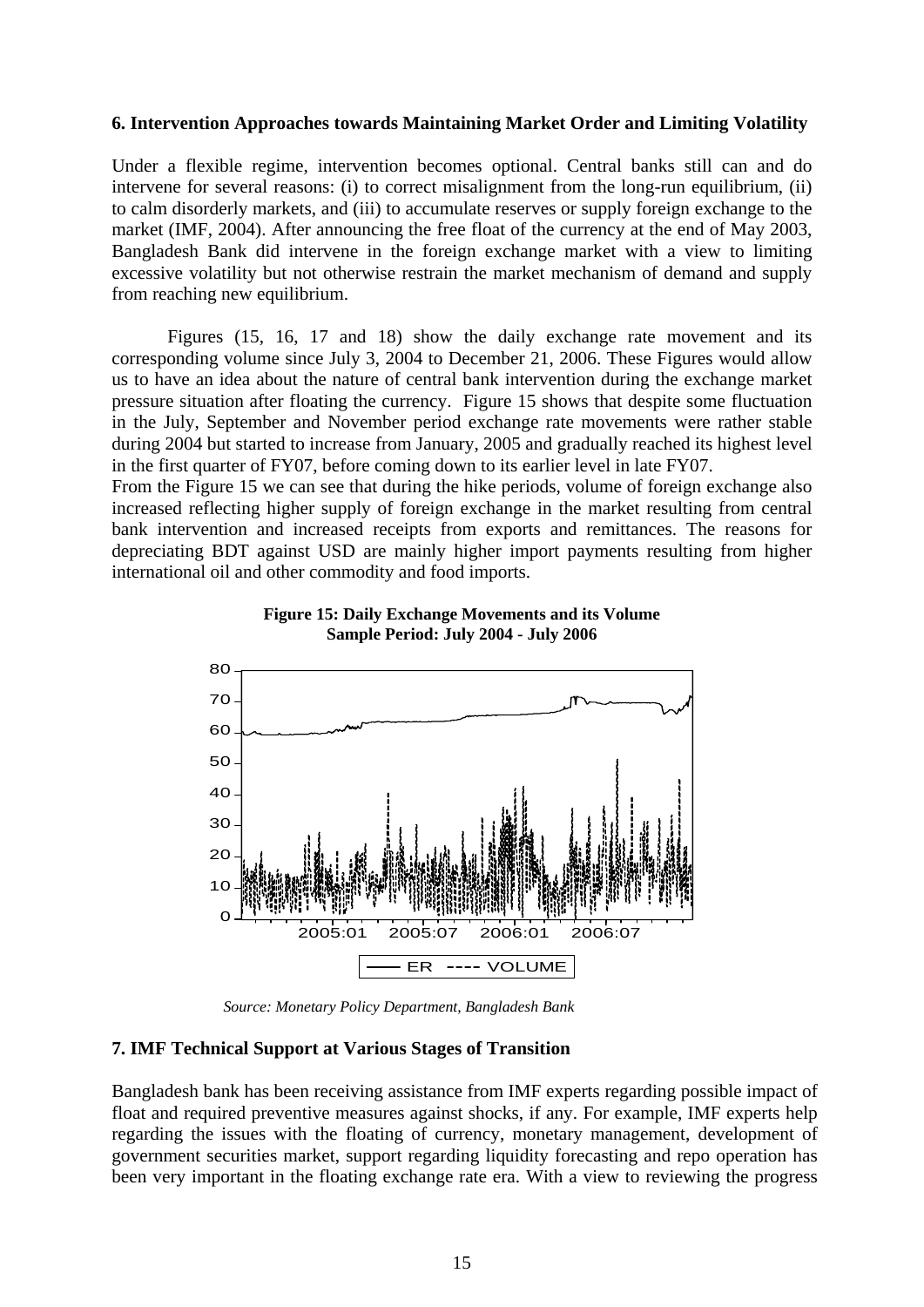## 6. Intervention Approaches towards Maintaining Market Order and Limiting Volatility

Under a flexible regime, intervention becomes optional. Central banks still can and do intervene for several reasons: (i) to correct misalignment from the long-run equilibrium, (ii) to calm disorderly markets, and (iii) to accumulate reserves or supply foreign exchange to the market (IMF, 2004). After announcing the free float of the currency at the end of May 2003, Bangladesh Bank did intervene in the foreign exchange market with a view to limiting excessive volatility but not otherwise restrain the market mechanism of demand and supply from reaching new equilibrium.

Figures (15, 16, 17 and 18) show the daily exchange rate movement and its corresponding volume since July 3, 2004 to December 21, 2006. These Figures would allow us to have an idea about the nature of central bank intervention during the exchange market pressure situation after floating the currency. Figure 15 shows that despite some fluctuation in the July, September and November period exchange rate movements were rather stable during 2004 but started to increase from January, 2005 and gradually reached its highest level in the first quarter of FY07, before coming down to its earlier level in late FY07.

From the Figure 15 we can see that during the hike periods, volume of foreign exchange also increased reflecting higher supply of foreign exchange in the market resulting from central bank intervention and increased receipts from exports and remittances. The reasons for depreciating BDT against USD are mainly higher import payments resulting from higher international oil and other commodity and food imports.

**Figure 15: Daily Exchange Movements and its Volume**
**Sample Period: July 2004 - July 2006**

*Source: Monetary Policy Department, Bangladesh Bank*

## 7. IMF Technical Support at Various Stages of Transition

Bangladesh bank has been receiving assistance from IMF experts regarding possible impact of float and required preventive measures against shocks, if any. For example, IMF experts help regarding the issues with the floating of currency, monetary management, development of government securities market, support regarding liquidity forecasting and repo operation has been very important in the floating exchange rate era. With a view to reviewing the progress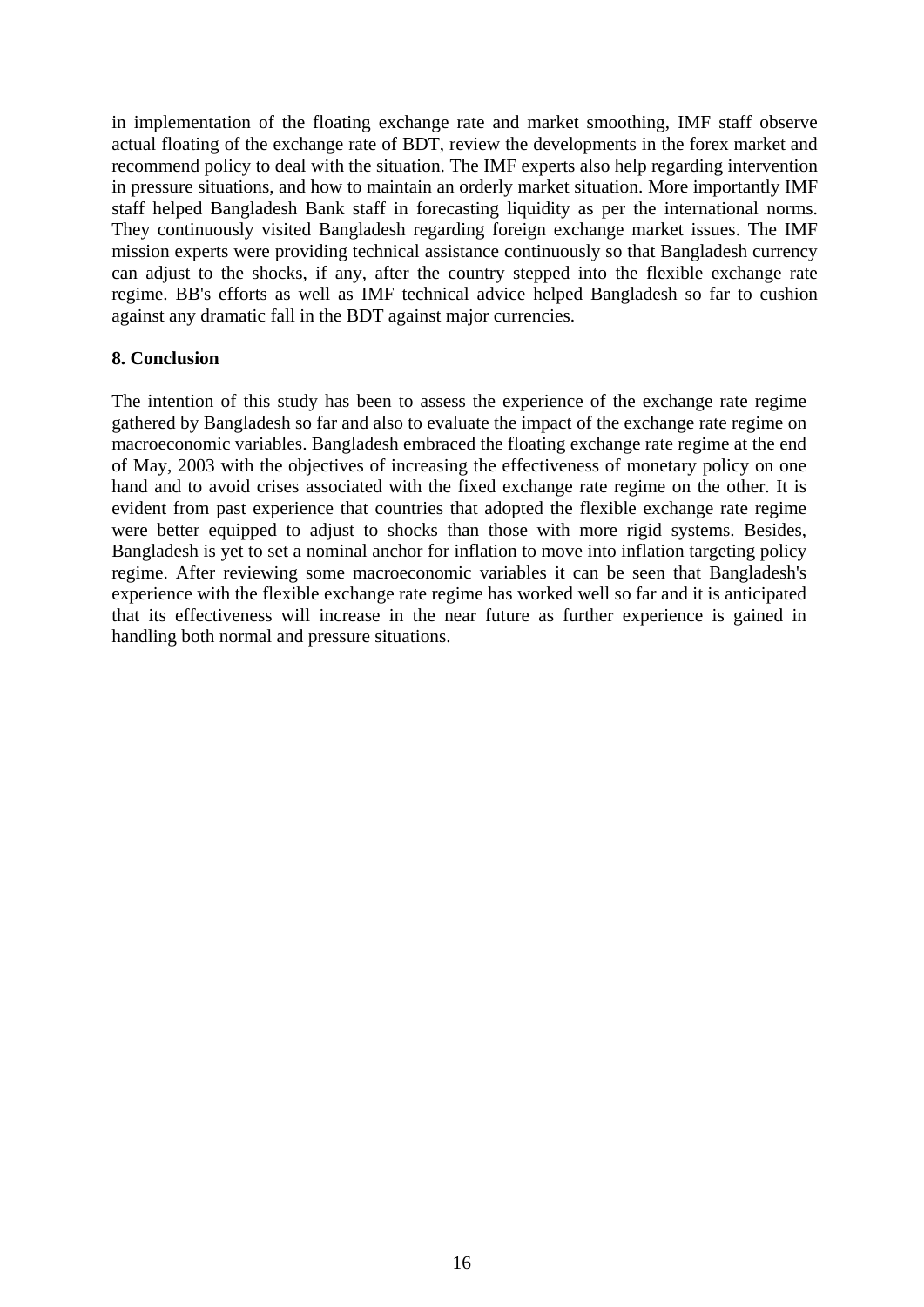in implementation of the floating exchange rate and market smoothing, IMF staff observe actual floating of the exchange rate of BDT, review the developments in the forex market and recommend policy to deal with the situation. The IMF experts also help regarding intervention in pressure situations, and how to maintain an orderly market situation. More importantly IMF staff helped Bangladesh Bank staff in forecasting liquidity as per the international norms. They continuously visited Bangladesh regarding foreign exchange market issues. The IMF mission experts were providing technical assistance continuously so that Bangladesh currency can adjust to the shocks, if any, after the country stepped into the flexible exchange rate regime. BB's efforts as well as IMF technical advice helped Bangladesh so far to cushion against any dramatic fall in the BDT against major currencies.

## 8. Conclusion

The intention of this study has been to assess the experience of the exchange rate regime gathered by Bangladesh so far and also to evaluate the impact of the exchange rate regime on macroeconomic variables. Bangladesh embraced the floating exchange rate regime at the end of May, 2003 with the objectives of increasing the effectiveness of monetary policy on one hand and to avoid crises associated with the fixed exchange rate regime on the other. It is evident from past experience that countries that adopted the flexible exchange rate regime were better equipped to adjust to shocks than those with more rigid systems. Besides, Bangladesh is yet to set a nominal anchor for inflation to move into inflation targeting policy regime. After reviewing some macroeconomic variables it can be seen that Bangladesh's experience with the flexible exchange rate regime has worked well so far and it is anticipated that its effectiveness will increase in the near future as further experience is gained in handling both normal and pressure situations.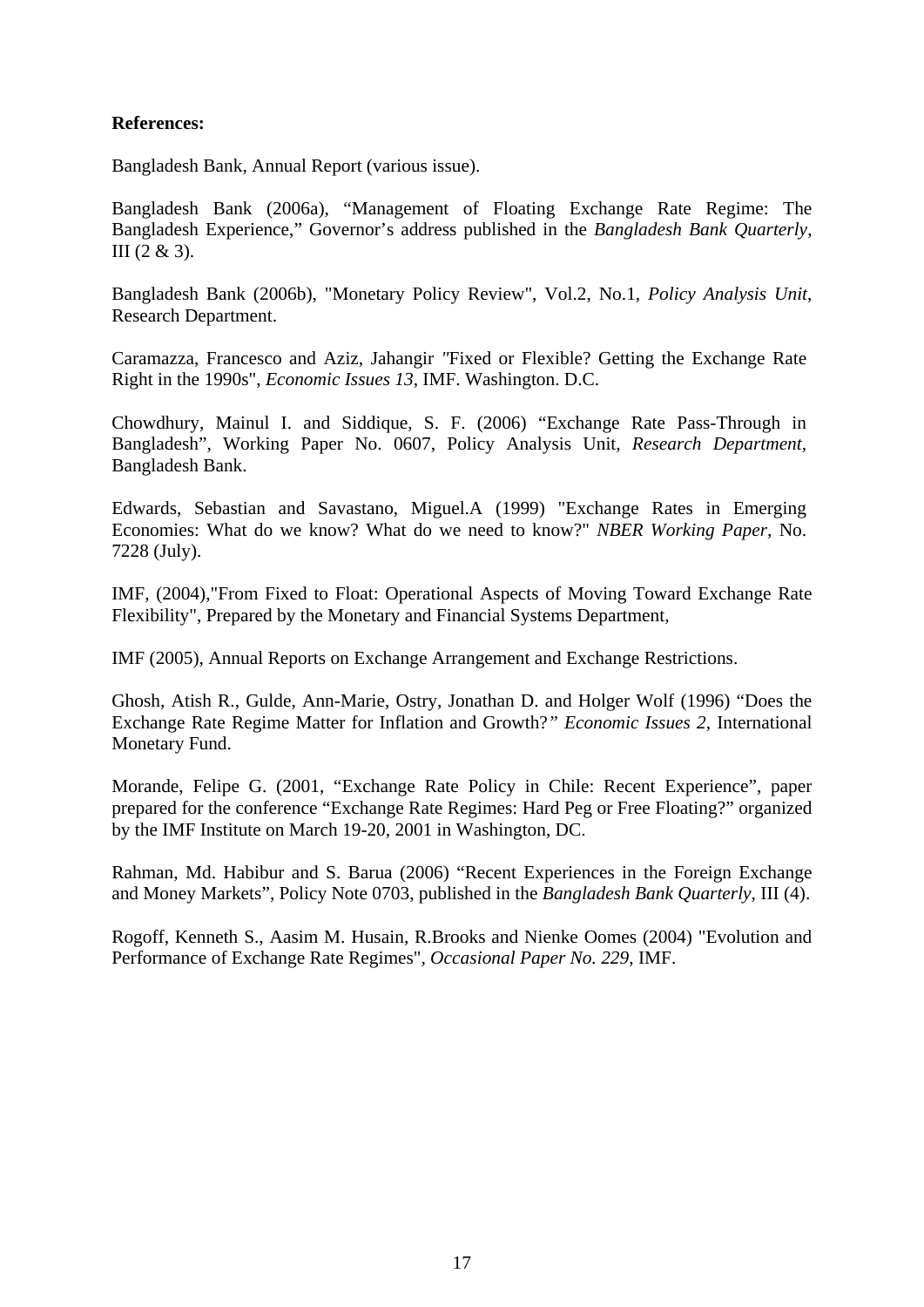**References:**

Bangladesh Bank, Annual Report (various issue).

Bangladesh Bank (2006a), "Management of Floating Exchange Rate Regime: The Bangladesh Experience," Governor's address published in the *Bangladesh Bank Quarterly*, III (2 & 3).

Bangladesh Bank (2006b), "Monetary Policy Review", Vol.2, No.1, *Policy Analysis Unit*, Research Department.

Caramazza, Francesco and Aziz, Jahangir "Fixed or Flexible? Getting the Exchange Rate Right in the 1990s", *Economic Issues 13*, IMF. Washington. D.C.

Chowdhury, Mainul I. and Siddique, S. F. (2006) "Exchange Rate Pass-Through in Bangladesh", Working Paper No. 0607, Policy Analysis Unit, *Research Department*, Bangladesh Bank.

Edwards, Sebastian and Savastano, Miguel.A (1999) "Exchange Rates in Emerging Economies: What do we know? What do we need to know?" *NBER Working Paper*, No. 7228 (July).

IMF, (2004),"From Fixed to Float: Operational Aspects of Moving Toward Exchange Rate Flexibility", Prepared by the Monetary and Financial Systems Department,

IMF (2005), Annual Reports on Exchange Arrangement and Exchange Restrictions.

Ghosh, Atish R., Gulde, Ann-Marie, Ostry, Jonathan D. and Holger Wolf (1996) "Does the Exchange Rate Regime Matter for Inflation and Growth?*" Economic Issues 2*, International Monetary Fund.

Morande, Felipe G. (2001, "Exchange Rate Policy in Chile: Recent Experience", paper prepared for the conference "Exchange Rate Regimes: Hard Peg or Free Floating?" organized by the IMF Institute on March 19-20, 2001 in Washington, DC.

Rahman, Md. Habibur and S. Barua (2006) "Recent Experiences in the Foreign Exchange and Money Markets", Policy Note 0703, published in the *Bangladesh Bank Quarterly*, III (4).

Rogoff, Kenneth S., Aasim M. Husain, R.Brooks and Nienke Oomes (2004) "Evolution and Performance of Exchange Rate Regimes", *Occasional Paper No. 229*, IMF.